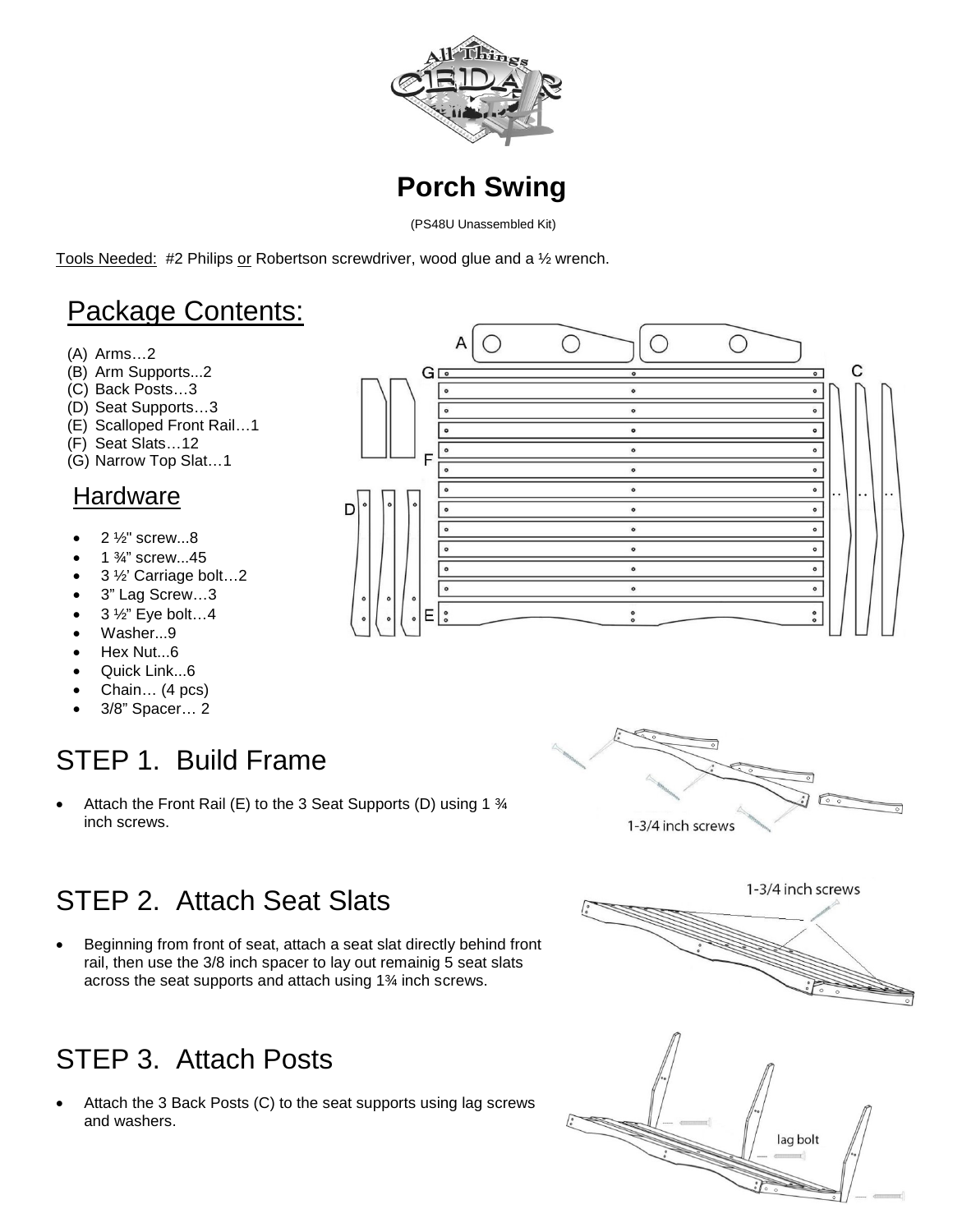# Porch Swing

(PS48U Unassembled Kit)

Tools Needed: #2 Philips or Robertson screwdriver, wood glue and a ½ wrench.

## Package Contents:

(A) Arms…2
(B) Arm Supports...2
(C) Back Posts…3
(D) Seat Supports…3
(E) Scalloped Front Rail…1
(F) Seat Slats…12
(G) Narrow Top Slat…1

### Hardware

- 2 ½" screw...8
- 1 ¾" screw...45
- 3 ½' Carriage bolt…2
- 3" Lag Screw…3
- 3 ½" Eye bolt…4
- Washer...9
- Hex Nut...6
- Quick Link...6
- Chain… (4 pcs)
- 3/8" Spacer… 2

## STEP 1. Build Frame

- Attach the Front Rail (E) to the 3 Seat Supports (D) using 1 ¾ inch screws.

1-3/4 inch screws

## STEP 2. Attach Seat Slats

- Beginning from front of seat, attach a seat slat directly behind front rail, then use the 3/8 inch spacer to lay out remainig 5 seat slats across the seat supports and attach using 1¾ inch screws.

1-3/4 inch screws

## STEP 3. Attach Posts

- Attach the 3 Back Posts (C) to the seat supports using lag screws and washers.

lag bolt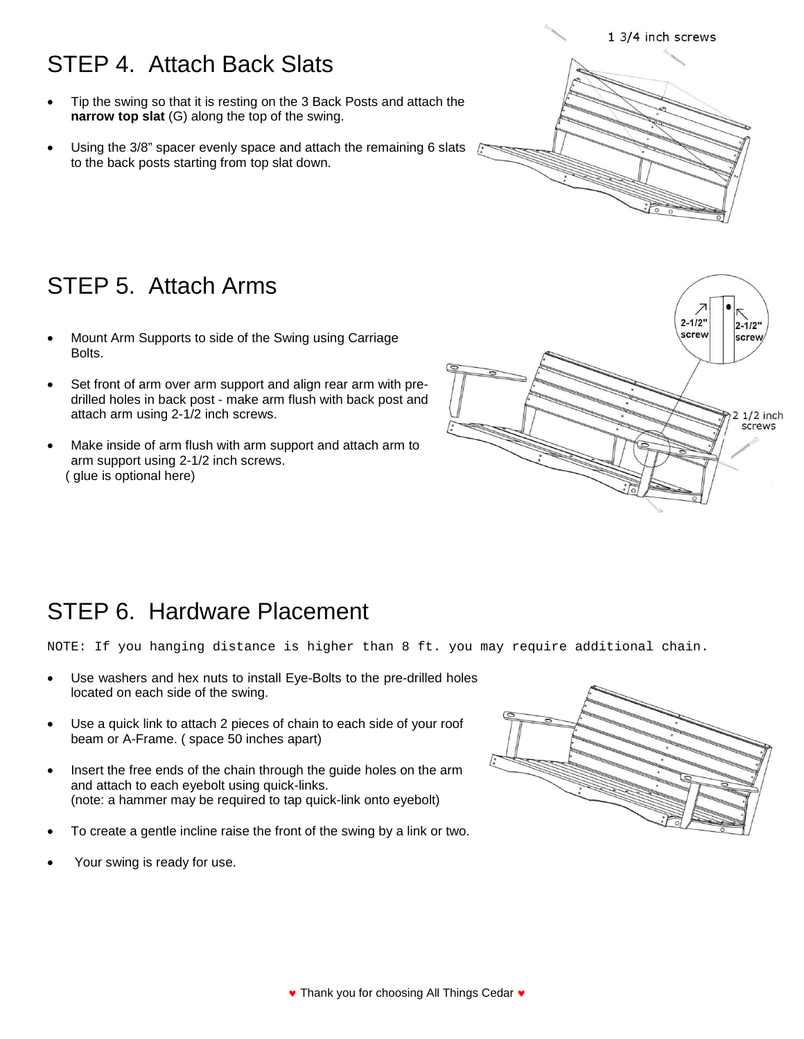## STEP 4. Attach Back Slats

- Tip the swing so that it is resting on the 3 Back Posts and attach the **narrow top slat** (G) along the top of the swing.
- Using the 3/8" spacer evenly space and attach the remaining 6 slats to the back posts starting from top slat down.

1 3/4 inch screws

## STEP 5. Attach Arms

- Mount Arm Supports to side of the Swing using Carriage Bolts.
- Set front of arm over arm support and align rear arm with pre-drilled holes in back post - make arm flush with back post and attach arm using 2-1/2 inch screws.
- Make inside of arm flush with arm support and attach arm to arm support using 2-1/2 inch screws.
  ( glue is optional here)

2-1/2" screw

2-1/2" screw

2 1/2 inch screws

## STEP 6. Hardware Placement

NOTE: If you hanging distance is higher than 8 ft. you may require additional chain.

- Use washers and hex nuts to install Eye-Bolts to the pre-drilled holes located on each side of the swing.
- Use a quick link to attach 2 pieces of chain to each side of your roof beam or A-Frame. ( space 50 inches apart)
- Insert the free ends of the chain through the guide holes on the arm and attach to each eyebolt using quick-links.
  (note: a hammer may be required to tap quick-link onto eyebolt)
- To create a gentle incline raise the front of the swing by a link or two.
- Your swing is ready for use.

♥ Thank you for choosing All Things Cedar ♥